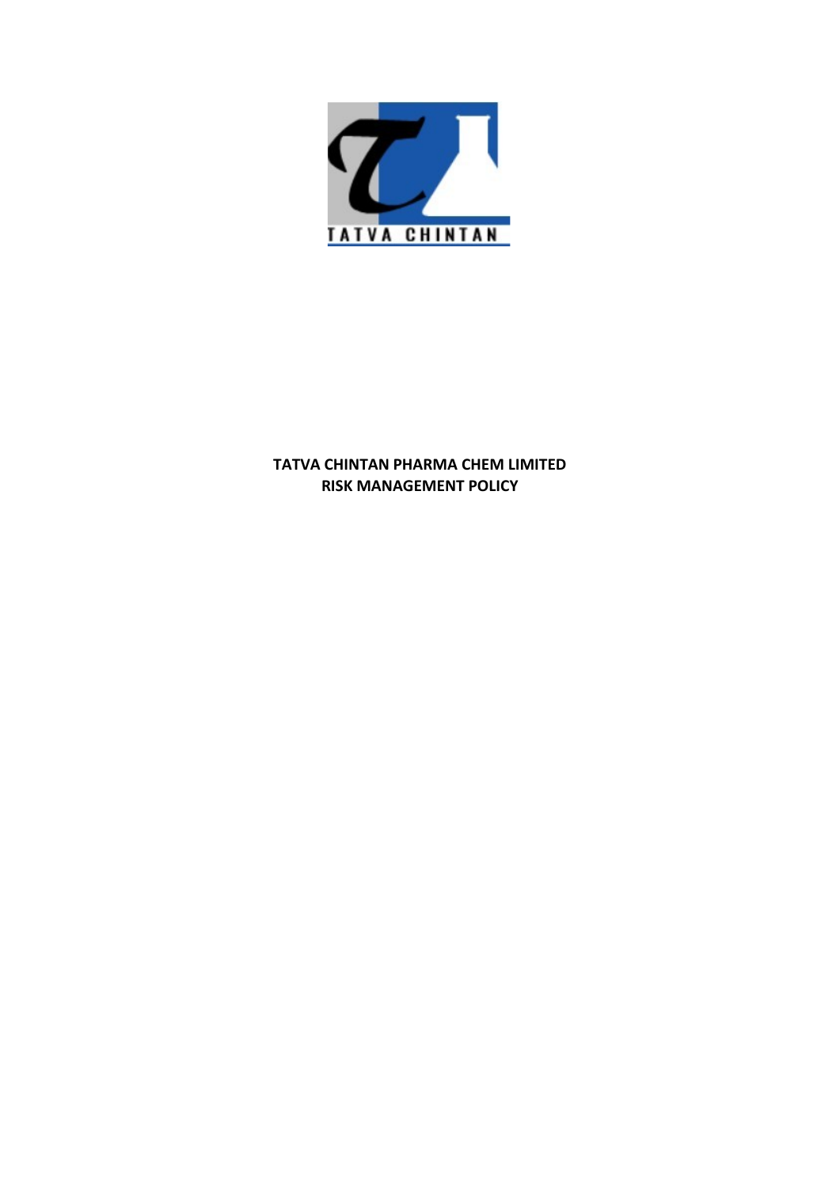TATVA CHINTAN

**TATVA CHINTAN PHARMA CHEM LIMITED**
**RISK MANAGEMENT POLICY**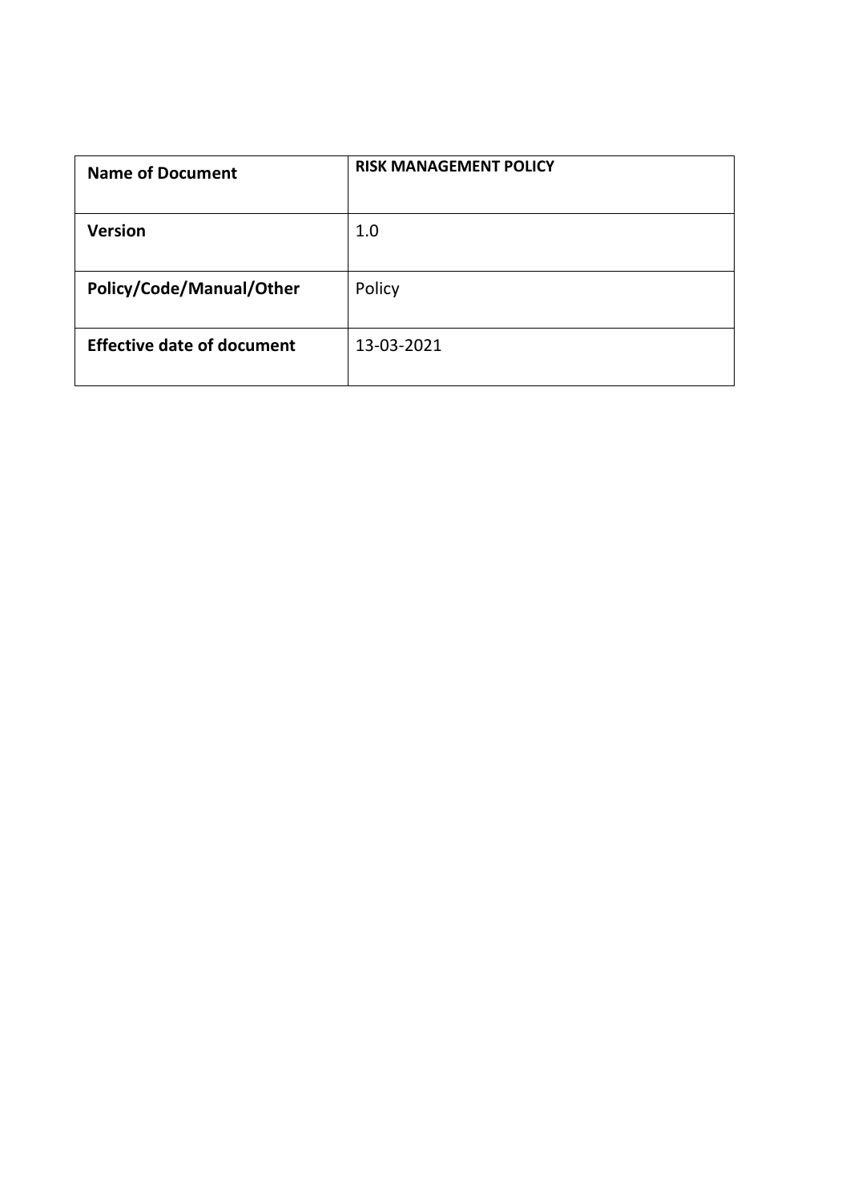| **Name of Document** | **RISK MANAGEMENT POLICY** |
| --- | --- |
| **Version** | 1.0 |
| **Policy/Code/Manual/Other** | Policy |
| **Effective date of document** | 13-03-2021 |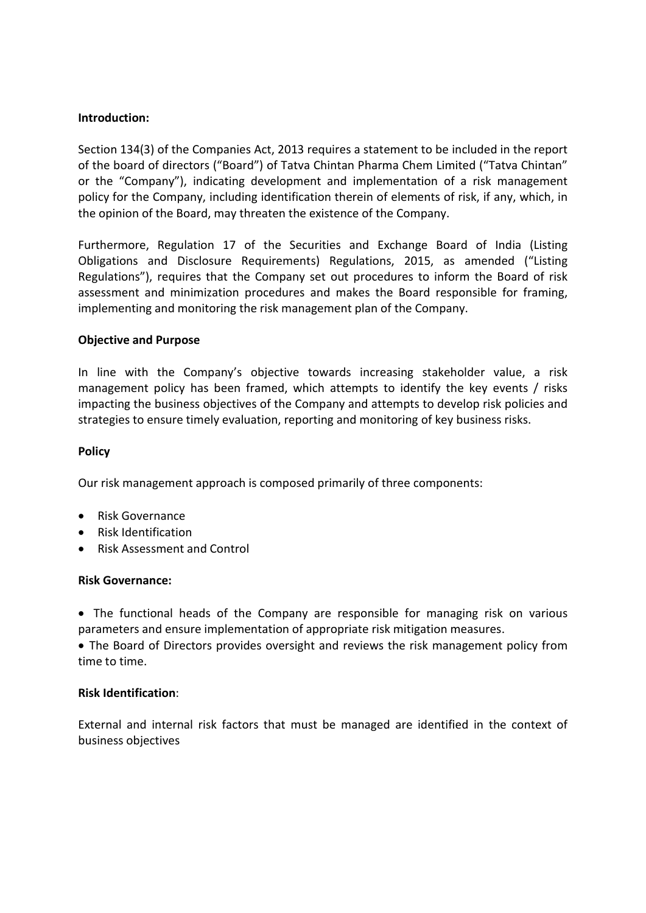**Introduction:**

Section 134(3) of the Companies Act, 2013 requires a statement to be included in the report of the board of directors ("Board") of Tatva Chintan Pharma Chem Limited ("Tatva Chintan" or the "Company"), indicating development and implementation of a risk management policy for the Company, including identification therein of elements of risk, if any, which, in the opinion of the Board, may threaten the existence of the Company.

Furthermore, Regulation 17 of the Securities and Exchange Board of India (Listing Obligations and Disclosure Requirements) Regulations, 2015, as amended ("Listing Regulations"), requires that the Company set out procedures to inform the Board of risk assessment and minimization procedures and makes the Board responsible for framing, implementing and monitoring the risk management plan of the Company.

**Objective and Purpose**

In line with the Company's objective towards increasing stakeholder value, a risk management policy has been framed, which attempts to identify the key events / risks impacting the business objectives of the Company and attempts to develop risk policies and strategies to ensure timely evaluation, reporting and monitoring of key business risks.

**Policy**

Our risk management approach is composed primarily of three components:

- Risk Governance
- Risk Identification
- Risk Assessment and Control

**Risk Governance:**

- The functional heads of the Company are responsible for managing risk on various parameters and ensure implementation of appropriate risk mitigation measures.
- The Board of Directors provides oversight and reviews the risk management policy from time to time.

**Risk Identification**:

External and internal risk factors that must be managed are identified in the context of business objectives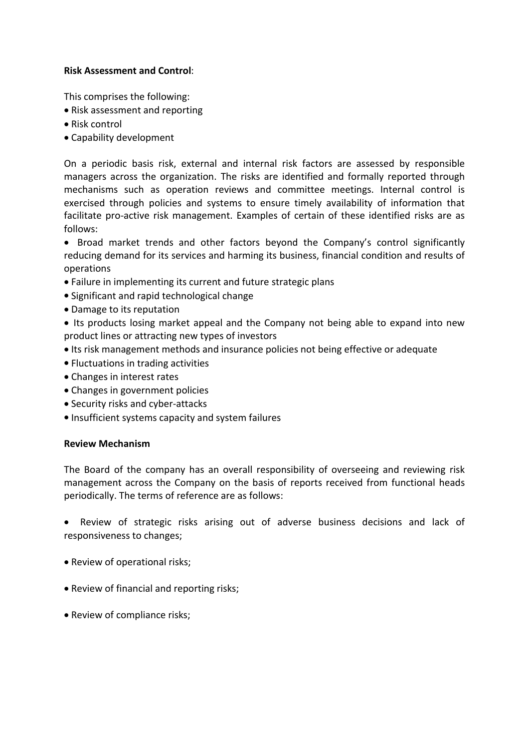**Risk Assessment and Control**:

This comprises the following:

- Risk assessment and reporting
- Risk control
- Capability development

On a periodic basis risk, external and internal risk factors are assessed by responsible managers across the organization. The risks are identified and formally reported through mechanisms such as operation reviews and committee meetings. Internal control is exercised through policies and systems to ensure timely availability of information that facilitate pro-active risk management. Examples of certain of these identified risks are as follows:

- Broad market trends and other factors beyond the Company's control significantly reducing demand for its services and harming its business, financial condition and results of operations
- Failure in implementing its current and future strategic plans
- Significant and rapid technological change
- Damage to its reputation
- Its products losing market appeal and the Company not being able to expand into new product lines or attracting new types of investors
- Its risk management methods and insurance policies not being effective or adequate
- Fluctuations in trading activities
- Changes in interest rates
- Changes in government policies
- Security risks and cyber-attacks
- Insufficient systems capacity and system failures

**Review Mechanism**

The Board of the company has an overall responsibility of overseeing and reviewing risk management across the Company on the basis of reports received from functional heads periodically. The terms of reference are as follows:

- Review of strategic risks arising out of adverse business decisions and lack of responsiveness to changes;

- Review of operational risks;

- Review of financial and reporting risks;

- Review of compliance risks;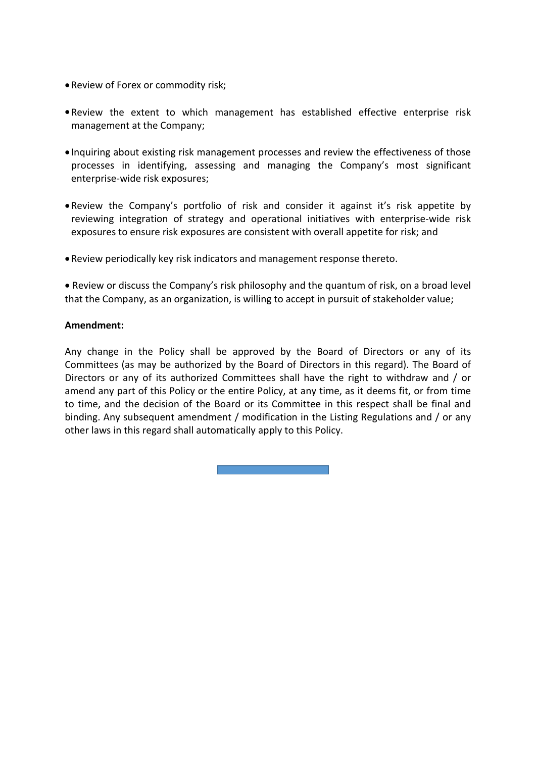- Review of Forex or commodity risk;
- Review the extent to which management has established effective enterprise risk management at the Company;
- Inquiring about existing risk management processes and review the effectiveness of those processes in identifying, assessing and managing the Company's most significant enterprise-wide risk exposures;
- Review the Company's portfolio of risk and consider it against it's risk appetite by reviewing integration of strategy and operational initiatives with enterprise-wide risk exposures to ensure risk exposures are consistent with overall appetite for risk; and
- Review periodically key risk indicators and management response thereto.
- Review or discuss the Company's risk philosophy and the quantum of risk, on a broad level that the Company, as an organization, is willing to accept in pursuit of stakeholder value;

**Amendment:**

Any change in the Policy shall be approved by the Board of Directors or any of its Committees (as may be authorized by the Board of Directors in this regard). The Board of Directors or any of its authorized Committees shall have the right to withdraw and / or amend any part of this Policy or the entire Policy, at any time, as it deems fit, or from time to time, and the decision of the Board or its Committee in this respect shall be final and binding. Any subsequent amendment / modification in the Listing Regulations and / or any other laws in this regard shall automatically apply to this Policy.